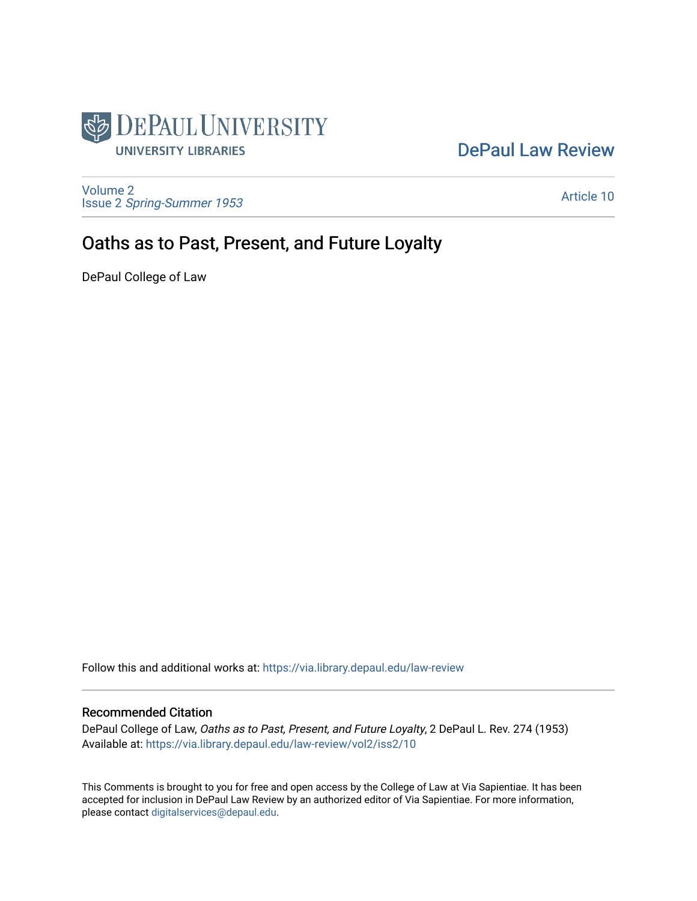DePaul University

UNIVERSITY LIBRARIES

DePaul Law Review

Volume 2
Issue 2 *Spring-Summer 1953*

Article 10

# Oaths as to Past, Present, and Future Loyalty

DePaul College of Law

Follow this and additional works at: https://via.library.depaul.edu/law-review

## Recommended Citation

DePaul College of Law, *Oaths as to Past, Present, and Future Loyalty*, 2 DePaul L. Rev. 274 (1953)
Available at: https://via.library.depaul.edu/law-review/vol2/iss2/10

This Comments is brought to you for free and open access by the College of Law at Via Sapientiae. It has been accepted for inclusion in DePaul Law Review by an authorized editor of Via Sapientiae. For more information, please contact digitalservices@depaul.edu.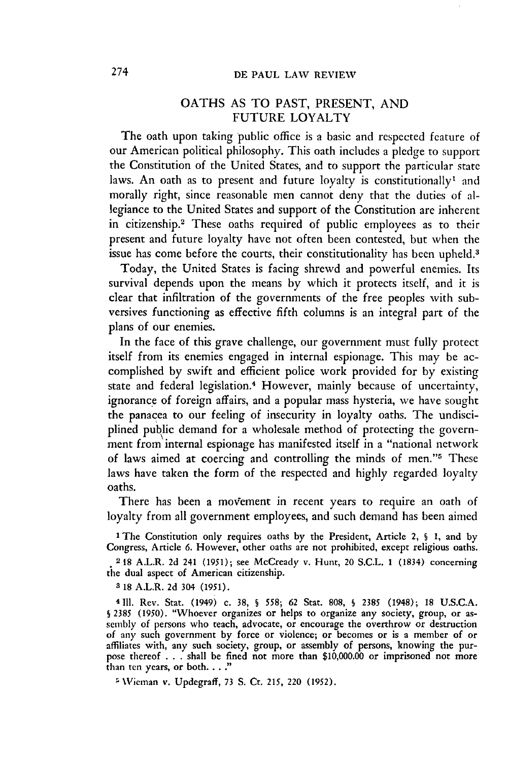## OATHS AS TO PAST, PRESENT, AND FUTURE LOYALTY

The oath upon taking public office is a basic and respected feature of our American political philosophy. This oath includes a pledge to support the Constitution of the United States, and to support the particular state laws. An oath as to present and future loyalty is constitutionally[1] and morally right, since reasonable men cannot deny that the duties of allegiance to the United States and support of the Constitution are inherent in citizenship.[2] These oaths required of public employees as to their present and future loyalty have not often been contested, but when the issue has come before the courts, their constitutionality has been upheld.[3]

Today, the United States is facing shrewd and powerful enemies. Its survival depends upon the means by which it protects itself, and it is clear that infiltration of the governments of the free peoples with subversives functioning as effective fifth columns is an integral part of the plans of our enemies.

In the face of this grave challenge, our government must fully protect itself from its enemies engaged in internal espionage. This may be accomplished by swift and efficient police work provided for by existing state and federal legislation.[4] However, mainly because of uncertainty, ignorance of foreign affairs, and a popular mass hysteria, we have sought the panacea to our feeling of insecurity in loyalty oaths. The undisciplined public demand for a wholesale method of protecting the government from internal espionage has manifested itself in a "national network of laws aimed at coercing and controlling the minds of men."[5] These laws have taken the form of the respected and highly regarded loyalty oaths.

There has been a movement in recent years to require an oath of loyalty from all government employees, and such demand has been aimed

---

[1] The Constitution only requires oaths by the President, Article 2, § 1, and by Congress, Article 6. However, other oaths are not prohibited, except religious oaths.

[2] 18 A.L.R. 2d 241 (1951); see McCready v. Hunt, 20 S.C.L. 1 (1834) concerning the dual aspect of American citizenship.

[3] 18 A.L.R. 2d 304 (1951).

[4] Ill. Rev. Stat. (1949) c. 38, § 558; 62 Stat. 808, § 2385 (1948); 18 U.S.C.A. § 2385 (1950). "Whoever organizes or helps to organize any society, group, or assembly of persons who teach, advocate, or encourage the overthrow or destruction of any such government by force or violence; or becomes or is a member of or affiliates with, any such society, group, or assembly of persons, knowing the purpose thereof . . . shall be fined not more than $10,000.00 or imprisoned not more than ten years, or both. . . ."

[5] Wieman v. Updegraff, 73 S. Ct. 215, 220 (1952).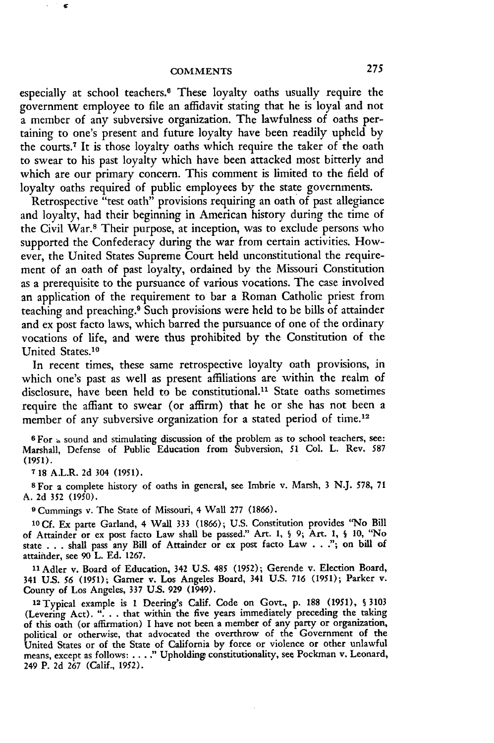especially at school teachers.[6] These loyalty oaths usually require the government employee to file an affidavit stating that he is loyal and not a member of any subversive organization. The lawfulness of oaths pertaining to one's present and future loyalty have been readily upheld by the courts.[7] It is those loyalty oaths which require the taker of the oath to swear to his past loyalty which have been attacked most bitterly and which are our primary concern. This comment is limited to the field of loyalty oaths required of public employees by the state governments.

Retrospective "test oath" provisions requiring an oath of past allegiance and loyalty, had their beginning in American history during the time of the Civil War.[8] Their purpose, at inception, was to exclude persons who supported the Confederacy during the war from certain activities. However, the United States Supreme Court held unconstitutional the requirement of an oath of past loyalty, ordained by the Missouri Constitution as a prerequisite to the pursuance of various vocations. The case involved an application of the requirement to bar a Roman Catholic priest from teaching and preaching.[9] Such provisions were held to be bills of attainder and ex post facto laws, which barred the pursuance of one of the ordinary vocations of life, and were thus prohibited by the Constitution of the United States.[10]

In recent times, these same retrospective loyalty oath provisions, in which one's past as well as present affiliations are within the realm of disclosure, have been held to be constitutional.[11] State oaths sometimes require the affiant to swear (or affirm) that he or she has not been a member of any subversive organization for a stated period of time.[12]

[6] For a sound and stimulating discussion of the problem as to school teachers, see: Marshall, Defense of Public Education from Subversion, 51 Col. L. Rev. 587 (1951).

[7] 18 A.L.R. 2d 304 (1951).

[8] For a complete history of oaths in general, see Imbrie v. Marsh, 3 N.J. 578, 71 A. 2d 352 (1950).

[9] Cummings v. The State of Missouri, 4 Wall 277 (1866).

[10] Cf. Ex parte Garland, 4 Wall 333 (1866); U.S. Constitution provides "No Bill of Attainder or ex post facto Law shall be passed." Art. 1, § 9; Art. 1, § 10, "No state . . . shall pass any Bill of Attainder or ex post facto Law . . ."; on bill of attainder, see 90 L. Ed. 1267.

[11] Adler v. Board of Education, 342 U.S. 485 (1952); Gerende v. Election Board, 341 U.S. 56 (1951); Garner v. Los Angeles Board, 341 U.S. 716 (1951); Parker v. County of Los Angeles, 337 U.S. 929 (1949).

[12] Typical example is 1 Deering's Calif. Code on Govt., p. 188 (1951), § 3103 (Levering Act). ". . . that within the five years immediately preceding the taking of this oath (or affirmation) I have not been a member of any party or organization, political or otherwise, that advocated the overthrow of the Government of the United States or of the State of California by force or violence or other unlawful means, except as follows: . . . ." Upholding constitutionality, see Pockman v. Leonard, 249 P. 2d 267 (Calif., 1952).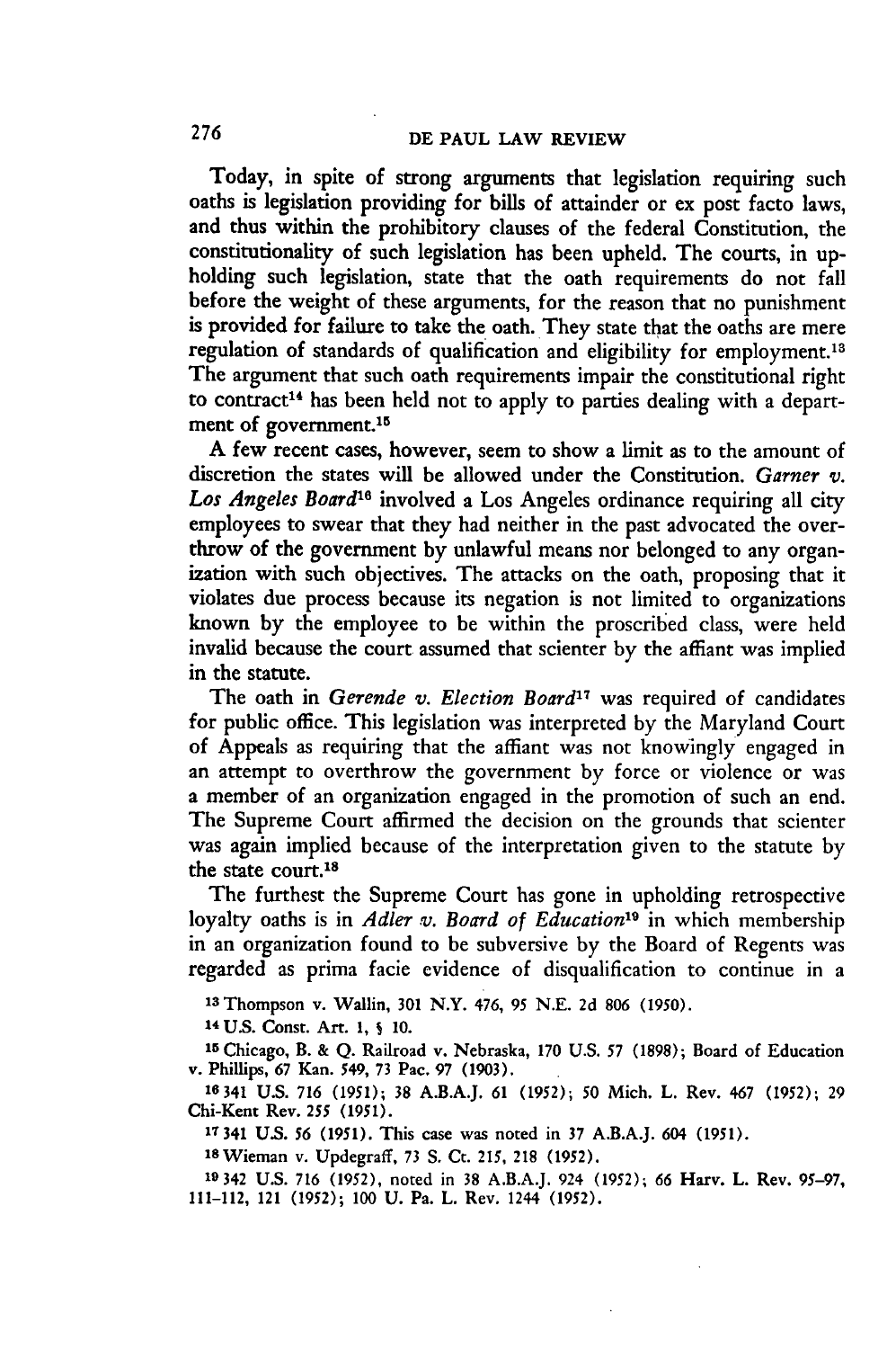Today, in spite of strong arguments that legislation requiring such oaths is legislation providing for bills of attainder or ex post facto laws, and thus within the prohibitory clauses of the federal Constitution, the constitutionality of such legislation has been upheld. The courts, in upholding such legislation, state that the oath requirements do not fall before the weight of these arguments, for the reason that no punishment is provided for failure to take the oath. They state that the oaths are mere regulation of standards of qualification and eligibility for employment.[13] The argument that such oath requirements impair the constitutional right to contract[14] has been held not to apply to parties dealing with a department of government.[15]

A few recent cases, however, seem to show a limit as to the amount of discretion the states will be allowed under the Constitution. *Garner v. Los Angeles Board*[16] involved a Los Angeles ordinance requiring all city employees to swear that they had neither in the past advocated the overthrow of the government by unlawful means nor belonged to any organization with such objectives. The attacks on the oath, proposing that it violates due process because its negation is not limited to organizations known by the employee to be within the proscribed class, were held invalid because the court assumed that scienter by the affiant was implied in the statute.

The oath in *Gerende v. Election Board*[17] was required of candidates for public office. This legislation was interpreted by the Maryland Court of Appeals as requiring that the affiant was not knowingly engaged in an attempt to overthrow the government by force or violence or was a member of an organization engaged in the promotion of such an end. The Supreme Court affirmed the decision on the grounds that scienter was again implied because of the interpretation given to the statute by the state court.[18]

The furthest the Supreme Court has gone in upholding retrospective loyalty oaths is in *Adler v. Board of Education*[19] in which membership in an organization found to be subversive by the Board of Regents was regarded as prima facie evidence of disqualification to continue in a

[13] Thompson v. Wallin, 301 N.Y. 476, 95 N.E. 2d 806 (1950).

[14] U.S. Const. Art. 1, § 10.

[15] Chicago, B. & Q. Railroad v. Nebraska, 170 U.S. 57 (1898); Board of Education v. Phillips, 67 Kan. 549, 73 Pac. 97 (1903).

[16] 341 U.S. 716 (1951); 38 A.B.A.J. 61 (1952); 50 Mich. L. Rev. 467 (1952); 29 Chi-Kent Rev. 255 (1951).

[17] 341 U.S. 56 (1951). This case was noted in 37 A.B.A.J. 604 (1951).

[18] Wieman v. Updegraff, 73 S. Ct. 215, 218 (1952).

[19] 342 U.S. 716 (1952), noted in 38 A.B.A.J. 924 (1952); 66 Harv. L. Rev. 95–97, 111–112, 121 (1952); 100 U. Pa. L. Rev. 1244 (1952).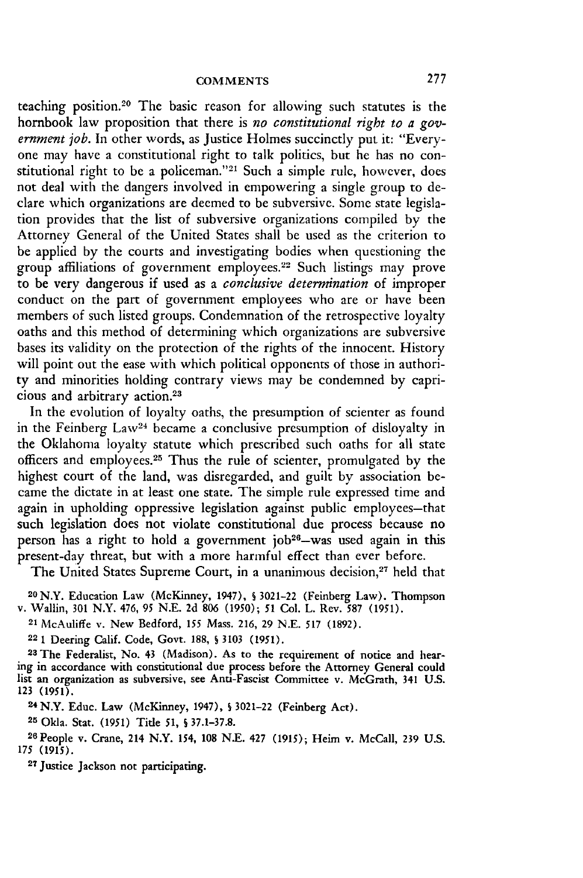teaching position.[20] The basic reason for allowing such statutes is the hornbook law proposition that there is *no constitutional right to a government job*. In other words, as Justice Holmes succinctly put it: "Everyone may have a constitutional right to talk politics, but he has no constitutional right to be a policeman."[21] Such a simple rule, however, does not deal with the dangers involved in empowering a single group to declare which organizations are deemed to be subversive. Some state legislation provides that the list of subversive organizations compiled by the Attorney General of the United States shall be used as the criterion to be applied by the courts and investigating bodies when questioning the group affiliations of government employees.[22] Such listings may prove to be very dangerous if used as a *conclusive determination* of improper conduct on the part of government employees who are or have been members of such listed groups. Condemnation of the retrospective loyalty oaths and this method of determining which organizations are subversive bases its validity on the protection of the rights of the innocent. History will point out the ease with which political opponents of those in authority and minorities holding contrary views may be condemned by capricious and arbitrary action.[23]

In the evolution of loyalty oaths, the presumption of scienter as found in the Feinberg Law[24] became a conclusive presumption of disloyalty in the Oklahoma loyalty statute which prescribed such oaths for all state officers and employees.[25] Thus the rule of scienter, promulgated by the highest court of the land, was disregarded, and guilt by association became the dictate in at least one state. The simple rule expressed time and again in upholding oppressive legislation against public employees—that such legislation does not violate constitutional due process because no person has a right to hold a government job[26]—was used again in this present-day threat, but with a more harmful effect than ever before.

The United States Supreme Court, in a unanimous decision,[27] held that

[20] N.Y. Education Law (McKinney, 1947), § 3021-22 (Feinberg Law). Thompson v. Wallin, 301 N.Y. 476, 95 N.E. 2d 806 (1950); 51 Col. L. Rev. 587 (1951).

[21] McAuliffe v. New Bedford, 155 Mass. 216, 29 N.E. 517 (1892).

[22] 1 Deering Calif. Code, Govt. 188, § 3103 (1951).

[23] The Federalist, No. 43 (Madison). As to the requirement of notice and hearing in accordance with constitutional due process before the Attorney General could list an organization as subversive, see Anti-Fascist Committee v. McGrath, 341 U.S. 123 (1951).

[24] N.Y. Educ. Law (McKinney, 1947), § 3021-22 (Feinberg Act).

[25] Okla. Stat. (1951) Title 51, § 37.1-37.8.

[26] People v. Crane, 214 N.Y. 154, 108 N.E. 427 (1915); Heim v. McCall, 239 U.S. 175 (1915).

[27] Justice Jackson not participating.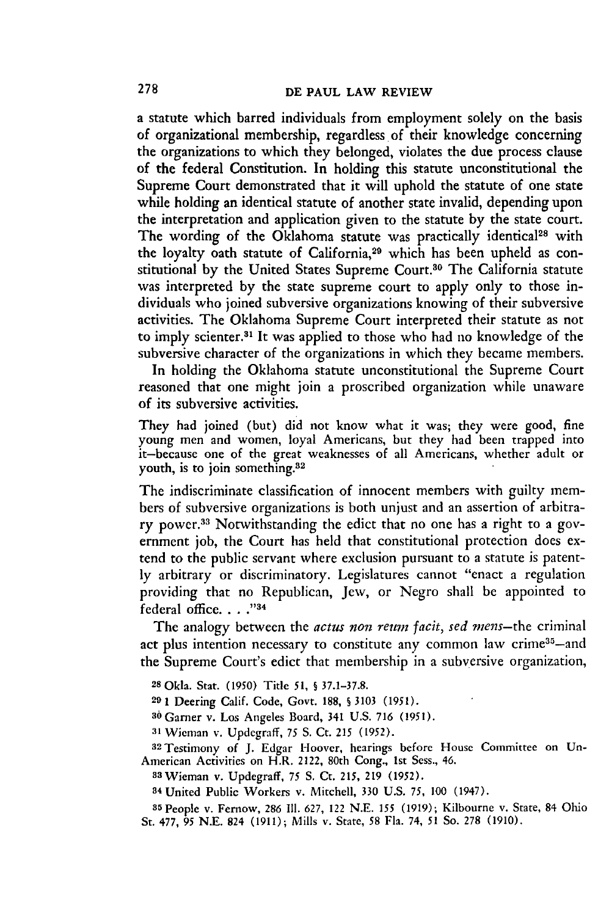a statute which barred individuals from employment solely on the basis of organizational membership, regardless of their knowledge concerning the organizations to which they belonged, violates the due process clause of the federal Constitution. In holding this statute unconstitutional the Supreme Court demonstrated that it will uphold the statute of one state while holding an identical statute of another state invalid, depending upon the interpretation and application given to the statute by the state court. The wording of the Oklahoma statute was practically identical[28] with the loyalty oath statute of California,[29] which has been upheld as constitutional by the United States Supreme Court.[30] The California statute was interpreted by the state supreme court to apply only to those individuals who joined subversive organizations knowing of their subversive activities. The Oklahoma Supreme Court interpreted their statute as not to imply scienter.[31] It was applied to those who had no knowledge of the subversive character of the organizations in which they became members.

In holding the Oklahoma statute unconstitutional the Supreme Court reasoned that one might join a proscribed organization while unaware of its subversive activities.

> They had joined (but) did not know what it was; they were good, fine young men and women, loyal Americans, but they had been trapped into it—because one of the great weaknesses of all Americans, whether adult or youth, is to join something.[32]

The indiscriminate classification of innocent members with guilty members of subversive organizations is both unjust and an assertion of arbitrary power.[33] Notwithstanding the edict that no one has a right to a government job, the Court has held that constitutional protection does extend to the public servant where exclusion pursuant to a statute is patently arbitrary or discriminatory. Legislatures cannot "enact a regulation providing that no Republican, Jew, or Negro shall be appointed to federal office. . . ."[34]

The analogy between the *actus non reum facit, sed mens*—the criminal act plus intention necessary to constitute any common law crime[35]—and the Supreme Court's edict that membership in a subversive organization,

---

[28] Okla. Stat. (1950) Title 51, § 37.1-37.8.

[29] 1 Deering Calif. Code, Govt. 188, § 3103 (1951).

[30] Garner v. Los Angeles Board, 341 U.S. 716 (1951).

[31] Wieman v. Updegraff, 75 S. Ct. 215 (1952).

[32] Testimony of J. Edgar Hoover, hearings before House Committee on Un-American Activities on H.R. 2122, 80th Cong., 1st Sess., 46.

[33] Wieman v. Updegraff, 75 S. Ct. 215, 219 (1952).

[34] United Public Workers v. Mitchell, 330 U.S. 75, 100 (1947).

[35] People v. Fernow, 286 Ill. 627, 122 N.E. 155 (1919); Kilbourne v. State, 84 Ohio St. 477, 95 N.E. 824 (1911); Mills v. State, 58 Fla. 74, 51 So. 278 (1910).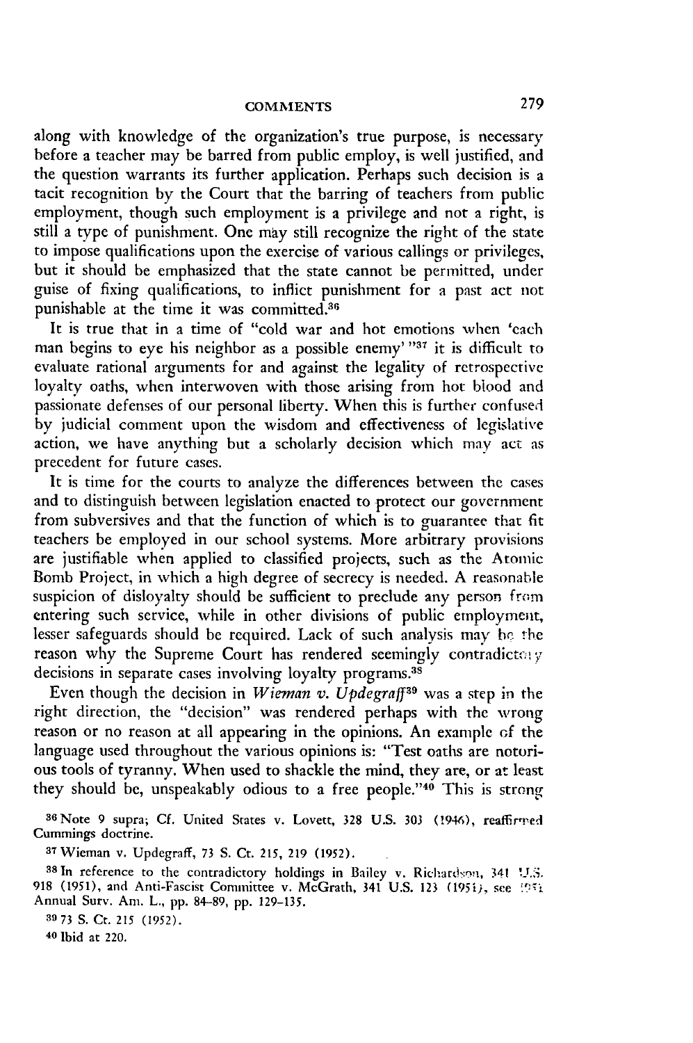along with knowledge of the organization's true purpose, is necessary before a teacher may be barred from public employ, is well justified, and the question warrants its further application. Perhaps such decision is a tacit recognition by the Court that the barring of teachers from public employment, though such employment is a privilege and not a right, is still a type of punishment. One may still recognize the right of the state to impose qualifications upon the exercise of various callings or privileges, but it should be emphasized that the state cannot be permitted, under guise of fixing qualifications, to inflict punishment for a past act not punishable at the time it was committed.[36]

It is true that in a time of "cold war and hot emotions when 'each man begins to eye his neighbor as a possible enemy' "[37] it is difficult to evaluate rational arguments for and against the legality of retrospective loyalty oaths, when interwoven with those arising from hot blood and passionate defenses of our personal liberty. When this is further confused by judicial comment upon the wisdom and effectiveness of legislative action, we have anything but a scholarly decision which may act as precedent for future cases.

It is time for the courts to analyze the differences between the cases and to distinguish between legislation enacted to protect our government from subversives and that the function of which is to guarantee that fit teachers be employed in our school systems. More arbitrary provisions are justifiable when applied to classified projects, such as the Atomic Bomb Project, in which a high degree of secrecy is needed. A reasonable suspicion of disloyalty should be sufficient to preclude any person from entering such service, while in other divisions of public employment, lesser safeguards should be required. Lack of such analysis may be the reason why the Supreme Court has rendered seemingly contradictory decisions in separate cases involving loyalty programs.[38]

Even though the decision in *Wieman v. Updegraff*[39] was a step in the right direction, the "decision" was rendered perhaps with the wrong reason or no reason at all appearing in the opinions. An example of the language used throughout the various opinions is: "Test oaths are notorious tools of tyranny. When used to shackle the mind, they are, or at least they should be, unspeakably odious to a free people."[40] This is strong

---

[36] Note 9 supra; Cf. United States v. Lovett, 328 U.S. 303 (1946), reaffirmed Cummings doctrine.

[37] Wieman v. Updegraff, 73 S. Ct. 215, 219 (1952).

[38] In reference to the contradictory holdings in Bailey v. Richardson, 341 U.S. 918 (1951), and Anti-Fascist Committee v. McGrath, 341 U.S. 123 (1951), see 1951 Annual Surv. Am. L., pp. 84–89, pp. 129–135.

[39] 73 S. Ct. 215 (1952).

[40] Ibid at 220.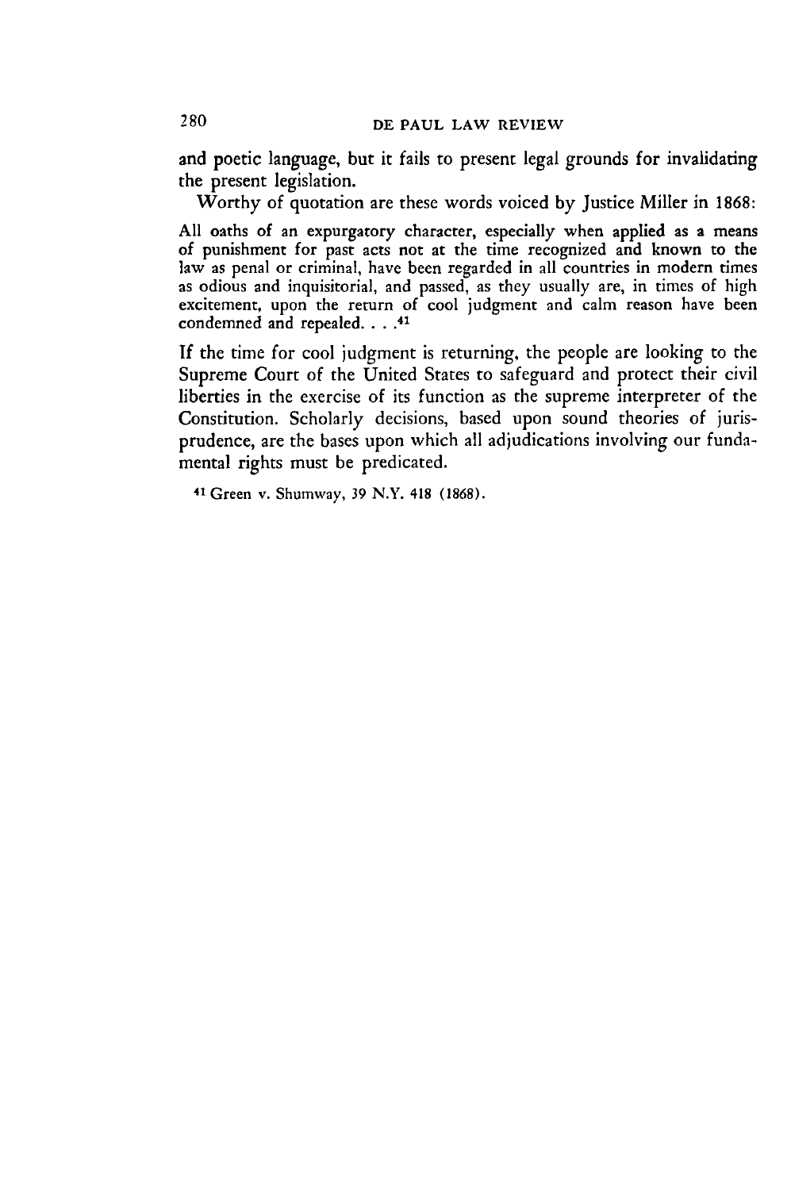and poetic language, but it fails to present legal grounds for invalidating the present legislation.

Worthy of quotation are these words voiced by Justice Miller in 1868:

> All oaths of an expurgatory character, especially when applied as a means of punishment for past acts not at the time recognized and known to the law as penal or criminal, have been regarded in all countries in modern times as odious and inquisitorial, and passed, as they usually are, in times of high excitement, upon the return of cool judgment and calm reason have been condemned and repealed. . . .[41]

If the time for cool judgment is returning, the people are looking to the Supreme Court of the United States to safeguard and protect their civil liberties in the exercise of its function as the supreme interpreter of the Constitution. Scholarly decisions, based upon sound theories of jurisprudence, are the bases upon which all adjudications involving our fundamental rights must be predicated.

[41] Green v. Shumway, 39 N.Y. 418 (1868).